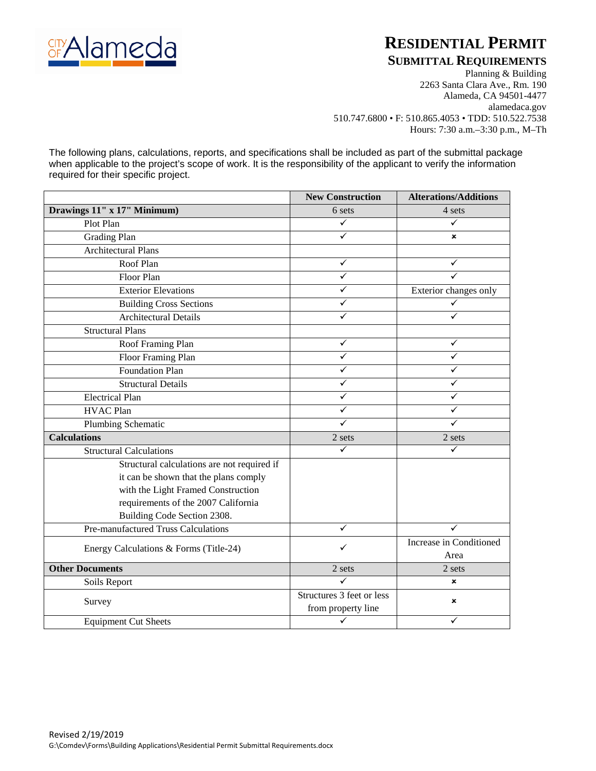# RESIDENTIAL PERMIT

## SUBMITTAL REQUIREMENTS

Planning & Building
2263 Santa Clara Ave., Rm. 190
Alameda, CA 94501-4477
alamedaca.gov
510.747.6800 • F: 510.865.4053 • TDD: 510.522.7538
Hours: 7:30 a.m.–3:30 p.m., M–Th

The following plans, calculations, reports, and specifications shall be included as part of the submittal package when applicable to the project's scope of work. It is the responsibility of the applicant to verify the information required for their specific project.

| | New Construction | Alterations/Additions |
|---|---|---|
| **Drawings 11" x 17" Minimum)** | 6 sets | 4 sets |
| Plot Plan | ✓ | ✓ |
| Grading Plan | ✓ | × |
| Architectural Plans | | |
| Roof Plan | ✓ | ✓ |
| Floor Plan | ✓ | ✓ |
| Exterior Elevations | ✓ | Exterior changes only |
| Building Cross Sections | ✓ | ✓ |
| Architectural Details | ✓ | ✓ |
| Structural Plans | | |
| Roof Framing Plan | ✓ | ✓ |
| Floor Framing Plan | ✓ | ✓ |
| Foundation Plan | ✓ | ✓ |
| Structural Details | ✓ | ✓ |
| Electrical Plan | ✓ | ✓ |
| HVAC Plan | ✓ | ✓ |
| Plumbing Schematic | ✓ | ✓ |
| **Calculations** | 2 sets | 2 sets |
| Structural Calculations | ✓ | ✓ |
| Structural calculations are not required if it can be shown that the plans comply with the Light Framed Construction requirements of the 2007 California Building Code Section 2308. | | |
| Pre-manufactured Truss Calculations | ✓ | ✓ |
| Energy Calculations & Forms (Title-24) | ✓ | Increase in Conditioned Area |
| **Other Documents** | 2 sets | 2 sets |
| Soils Report | ✓ | × |
| Survey | Structures 3 feet or less from property line | × |
| Equipment Cut Sheets | ✓ | ✓ |

Revised 2/19/2019
G:\Comdev\Forms\Building Applications\Residential Permit Submittal Requirements.docx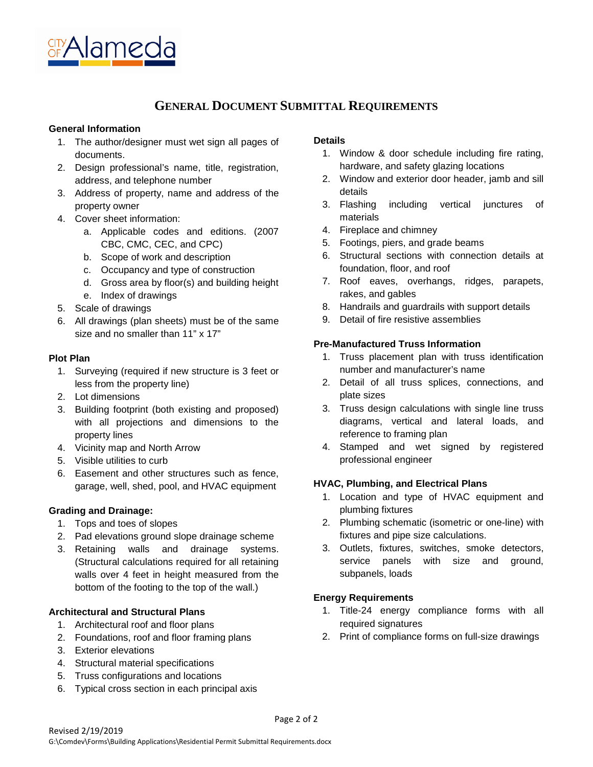# GENERAL DOCUMENT SUBMITTAL REQUIREMENTS

**General Information**

1. The author/designer must wet sign all pages of documents.
2. Design professional's name, title, registration, address, and telephone number
3. Address of property, name and address of the property owner
4. Cover sheet information:
   a. Applicable codes and editions. (2007 CBC, CMC, CEC, and CPC)
   b. Scope of work and description
   c. Occupancy and type of construction
   d. Gross area by floor(s) and building height
   e. Index of drawings
5. Scale of drawings
6. All drawings (plan sheets) must be of the same size and no smaller than 11" x 17"

**Plot Plan**

1. Surveying (required if new structure is 3 feet or less from the property line)
2. Lot dimensions
3. Building footprint (both existing and proposed) with all projections and dimensions to the property lines
4. Vicinity map and North Arrow
5. Visible utilities to curb
6. Easement and other structures such as fence, garage, well, shed, pool, and HVAC equipment

**Grading and Drainage:**

1. Tops and toes of slopes
2. Pad elevations ground slope drainage scheme
3. Retaining walls and drainage systems. (Structural calculations required for all retaining walls over 4 feet in height measured from the bottom of the footing to the top of the wall.)

**Architectural and Structural Plans**

1. Architectural roof and floor plans
2. Foundations, roof and floor framing plans
3. Exterior elevations
4. Structural material specifications
5. Truss configurations and locations
6. Typical cross section in each principal axis

**Details**

1. Window & door schedule including fire rating, hardware, and safety glazing locations
2. Window and exterior door header, jamb and sill details
3. Flashing including vertical junctures of materials
4. Fireplace and chimney
5. Footings, piers, and grade beams
6. Structural sections with connection details at foundation, floor, and roof
7. Roof eaves, overhangs, ridges, parapets, rakes, and gables
8. Handrails and guardrails with support details
9. Detail of fire resistive assemblies

**Pre-Manufactured Truss Information**

1. Truss placement plan with truss identification number and manufacturer's name
2. Detail of all truss splices, connections, and plate sizes
3. Truss design calculations with single line truss diagrams, vertical and lateral loads, and reference to framing plan
4. Stamped and wet signed by registered professional engineer

**HVAC, Plumbing, and Electrical Plans**

1. Location and type of HVAC equipment and plumbing fixtures
2. Plumbing schematic (isometric or one-line) with fixtures and pipe size calculations.
3. Outlets, fixtures, switches, smoke detectors, service panels with size and ground, subpanels, loads

**Energy Requirements**

1. Title-24 energy compliance forms with all required signatures
2. Print of compliance forms on full-size drawings

Revised 2/19/2019
G:\Comdev\Forms\Building Applications\Residential Permit Submittal Requirements.docx